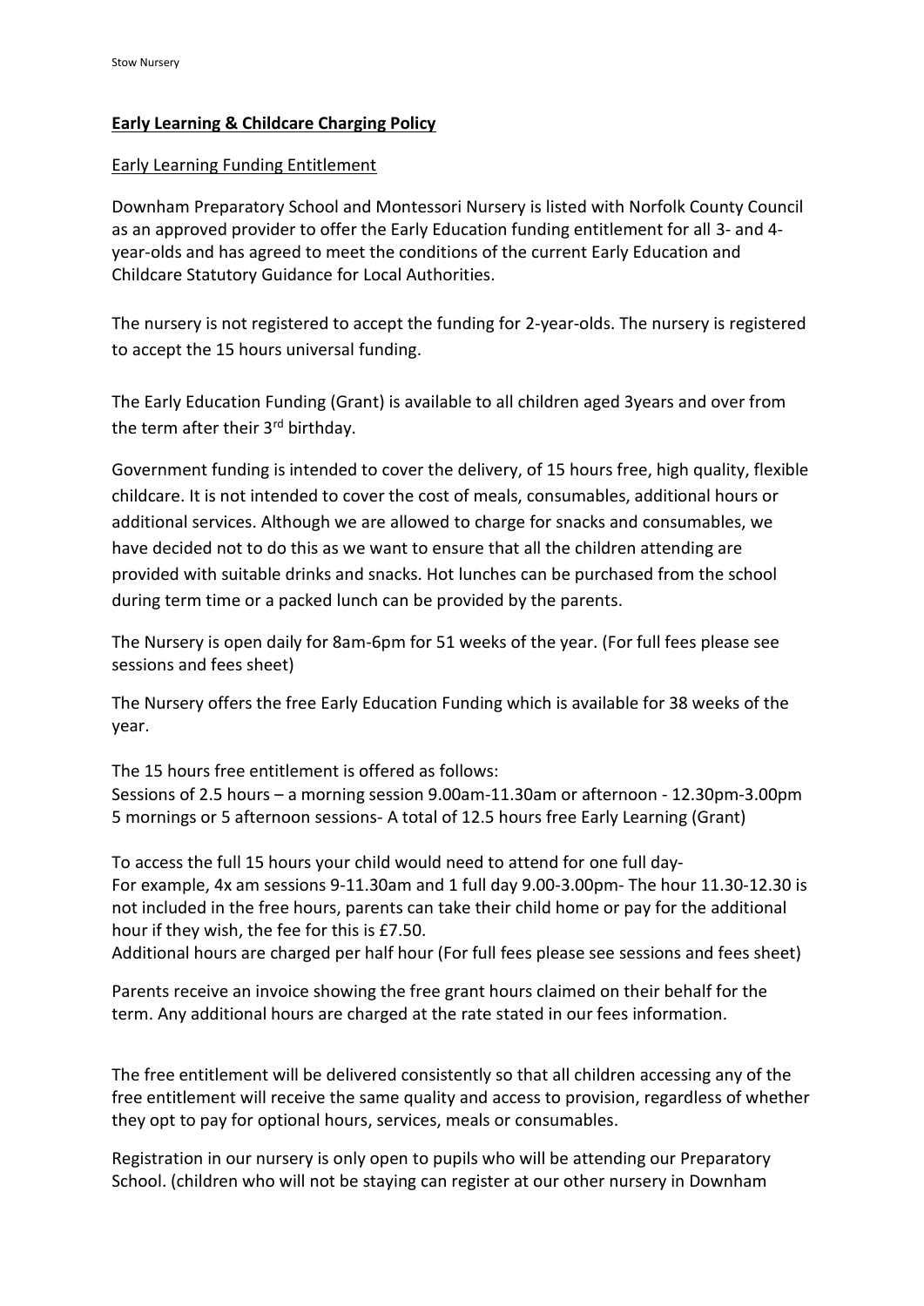## **Early Learning & Childcare Charging Policy**

Early Learning Funding Entitlement

Downham Preparatory School and Montessori Nursery is listed with Norfolk County Council as an approved provider to offer the Early Education funding entitlement for all 3- and 4-year-olds and has agreed to meet the conditions of the current Early Education and Childcare Statutory Guidance for Local Authorities.

The nursery is not registered to accept the funding for 2-year-olds. The nursery is registered to accept the 15 hours universal funding.

The Early Education Funding (Grant) is available to all children aged 3years and over from the term after their 3rd birthday.

Government funding is intended to cover the delivery, of 15 hours free, high quality, flexible childcare. It is not intended to cover the cost of meals, consumables, additional hours or additional services. Although we are allowed to charge for snacks and consumables, we have decided not to do this as we want to ensure that all the children attending are provided with suitable drinks and snacks. Hot lunches can be purchased from the school during term time or a packed lunch can be provided by the parents.

The Nursery is open daily for 8am-6pm for 51 weeks of the year. (For full fees please see sessions and fees sheet)

The Nursery offers the free Early Education Funding which is available for 38 weeks of the year.

The 15 hours free entitlement is offered as follows:
Sessions of 2.5 hours – a morning session 9.00am-11.30am or afternoon - 12.30pm-3.00pm
5 mornings or 5 afternoon sessions- A total of 12.5 hours free Early Learning (Grant)

To access the full 15 hours your child would need to attend for one full day-
For example, 4x am sessions 9-11.30am and 1 full day 9.00-3.00pm- The hour 11.30-12.30 is not included in the free hours, parents can take their child home or pay for the additional hour if they wish, the fee for this is £7.50.
Additional hours are charged per half hour (For full fees please see sessions and fees sheet)

Parents receive an invoice showing the free grant hours claimed on their behalf for the term. Any additional hours are charged at the rate stated in our fees information.

The free entitlement will be delivered consistently so that all children accessing any of the free entitlement will receive the same quality and access to provision, regardless of whether they opt to pay for optional hours, services, meals or consumables.

Registration in our nursery is only open to pupils who will be attending our Preparatory School. (children who will not be staying can register at our other nursery in Downham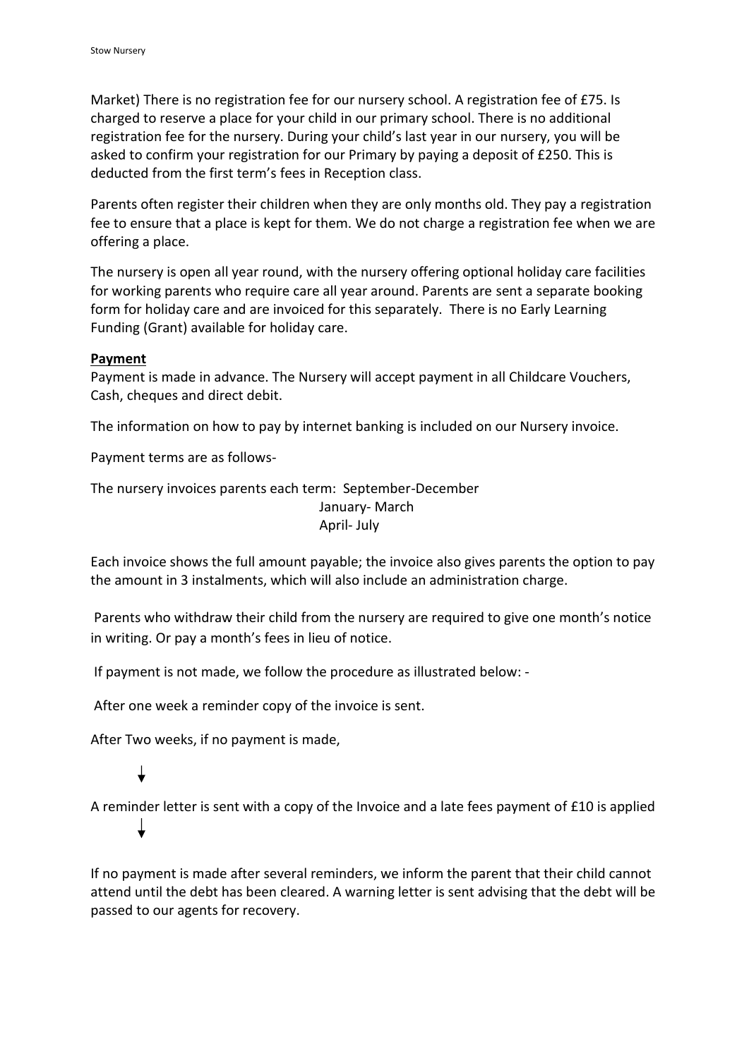Market) There is no registration fee for our nursery school. A registration fee of £75. Is charged to reserve a place for your child in our primary school. There is no additional registration fee for the nursery. During your child's last year in our nursery, you will be asked to confirm your registration for our Primary by paying a deposit of £250. This is deducted from the first term's fees in Reception class.

Parents often register their children when they are only months old. They pay a registration fee to ensure that a place is kept for them. We do not charge a registration fee when we are offering a place.

The nursery is open all year round, with the nursery offering optional holiday care facilities for working parents who require care all year around. Parents are sent a separate booking form for holiday care and are invoiced for this separately. There is no Early Learning Funding (Grant) available for holiday care.

**Payment**

Payment is made in advance. The Nursery will accept payment in all Childcare Vouchers, Cash, cheques and direct debit.

The information on how to pay by internet banking is included on our Nursery invoice.

Payment terms are as follows-

The nursery invoices parents each term: September-December
January- March
April- July

Each invoice shows the full amount payable; the invoice also gives parents the option to pay the amount in 3 instalments, which will also include an administration charge.

Parents who withdraw their child from the nursery are required to give one month's notice in writing. Or pay a month's fees in lieu of notice.

If payment is not made, we follow the procedure as illustrated below: -

After one week a reminder copy of the invoice is sent.

After Two weeks, if no payment is made,

↓

A reminder letter is sent with a copy of the Invoice and a late fees payment of £10 is applied

↓

If no payment is made after several reminders, we inform the parent that their child cannot attend until the debt has been cleared. A warning letter is sent advising that the debt will be passed to our agents for recovery.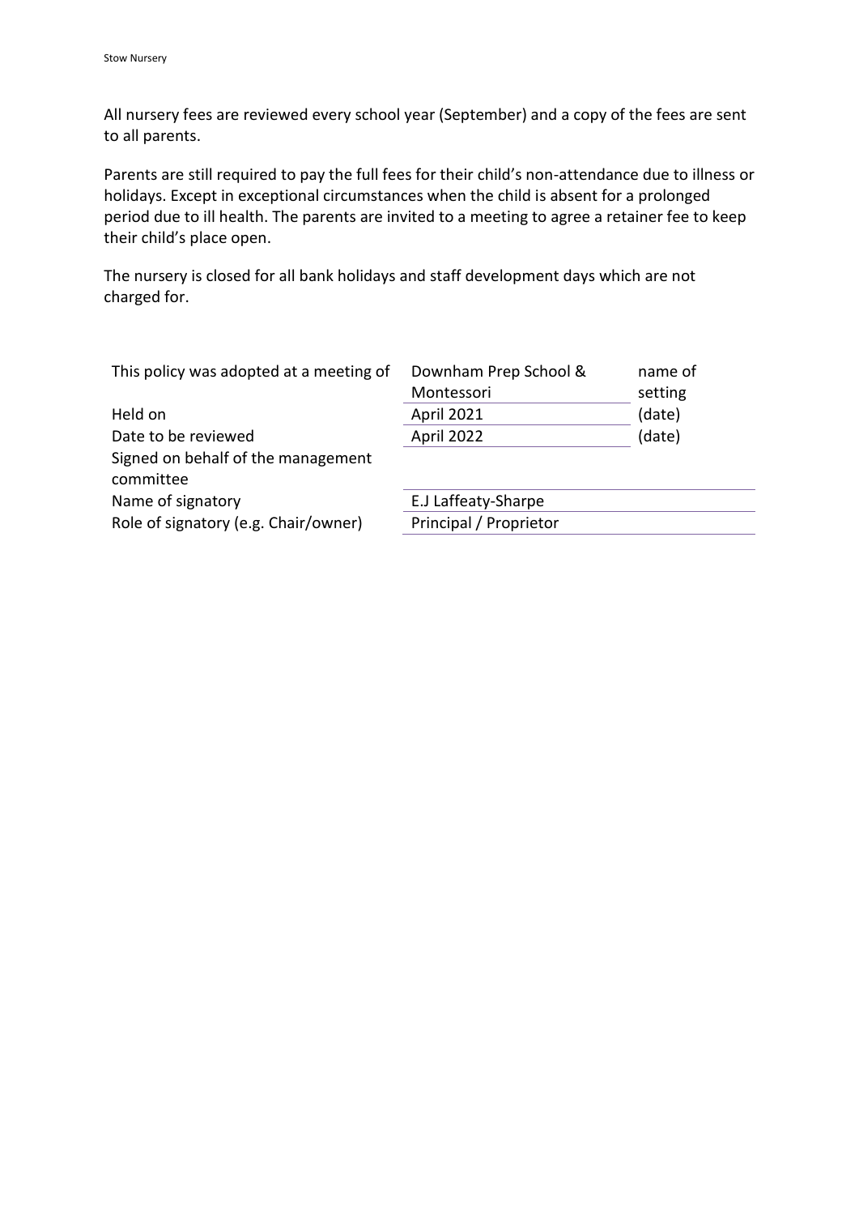All nursery fees are reviewed every school year (September) and a copy of the fees are sent to all parents.

Parents are still required to pay the full fees for their child's non-attendance due to illness or holidays. Except in exceptional circumstances when the child is absent for a prolonged period due to ill health. The parents are invited to a meeting to agree a retainer fee to keep their child's place open.

The nursery is closed for all bank holidays and staff development days which are not charged for.

| | | |
|---|---|---|
| This policy was adopted at a meeting of | Downham Prep School & Montessori | name of setting |
| Held on | April 2021 | (date) |
| Date to be reviewed | April 2022 | (date) |
| Signed on behalf of the management committee | | |
| Name of signatory | E.J Laffeaty-Sharpe | |
| Role of signatory (e.g. Chair/owner) | Principal / Proprietor | |